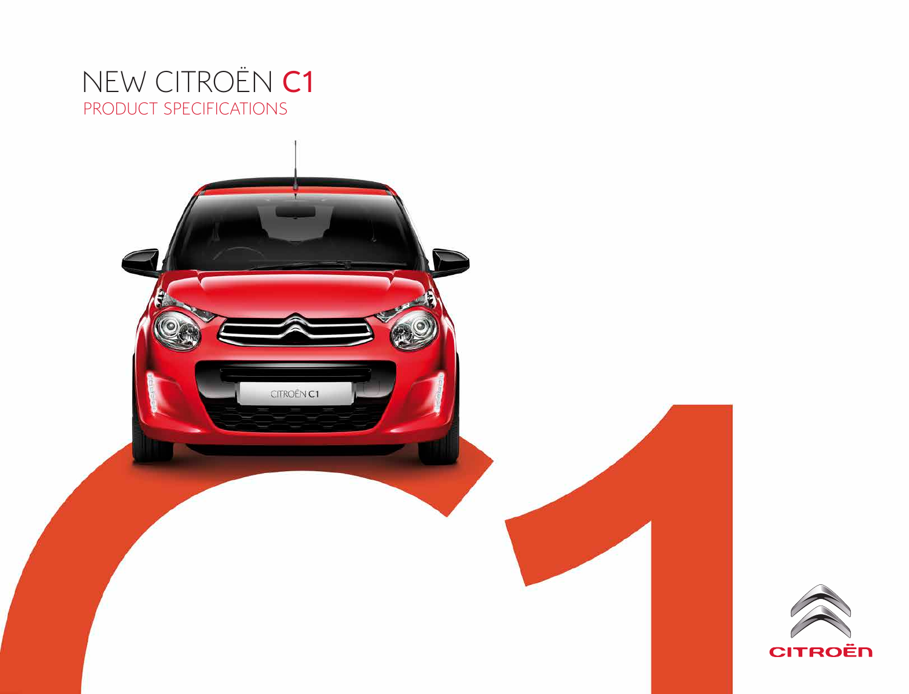# NEW CITROËN C1

## PRODUCT SPECIFICATIONS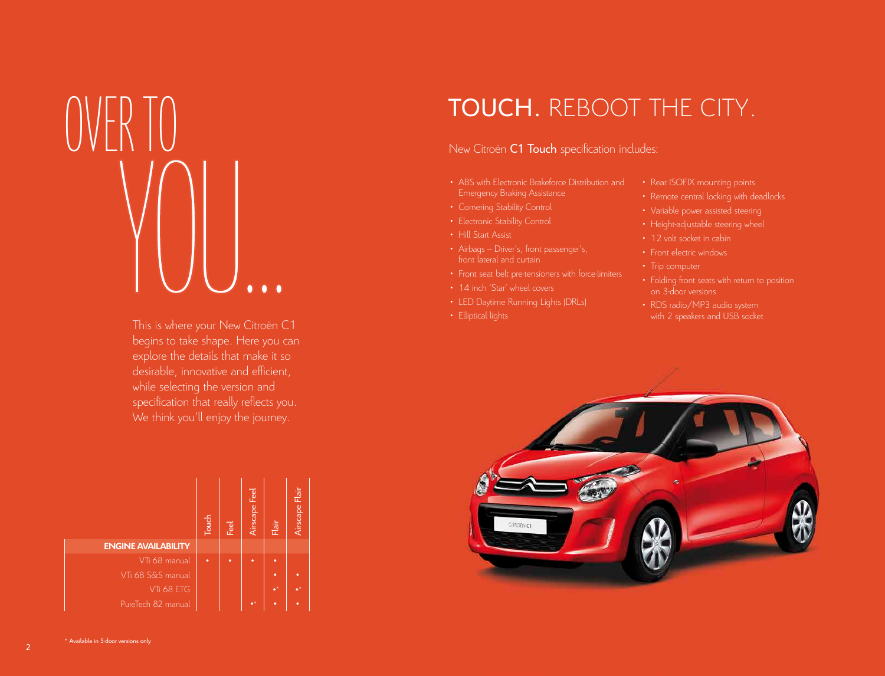# OVER TO YOU...

This is where your New Citroën C1 begins to take shape. Here you can explore the details that make it so desirable, innovative and efficient, while selecting the version and specification that really reflects you. We think you'll enjoy the journey.

| | Touch | Feel | Airscape Feel | Flair | Airscape Flair |
|---|---|---|---|---|---|
| **ENGINE AVAILABILITY** | | | | | |
| VTi 68 manual | • | • | • | • | |
| VTi 68 S&S manual | | | | • | • |
| VTi 68 ETG | | | | •* | •* |
| PureTech 82 manual | | | •* | • | • |

\* Available in 5-door versions only

# TOUCH. REBOOT THE CITY.

New Citroën **C1 Touch** specification includes:

- ABS with Electronic Brakeforce Distribution and Emergency Braking Assistance
- Cornering Stability Control
- Electronic Stability Control
- Hill Start Assist
- Airbags – Driver's, front passenger's, front lateral and curtain
- Front seat belt pre-tensioners with force-limiters
- 14 inch 'Star' wheel covers
- LED Daytime Running Lights (DRLs)
- Elliptical lights
- Rear ISOFIX mounting points
- Remote central locking with deadlocks
- Variable power assisted steering
- Height-adjustable steering wheel
- 12 volt socket in cabin
- Front electric windows
- Trip computer
- Folding front seats with return to position on 3-door versions
- RDS radio/MP3 audio system with 2 speakers and USB socket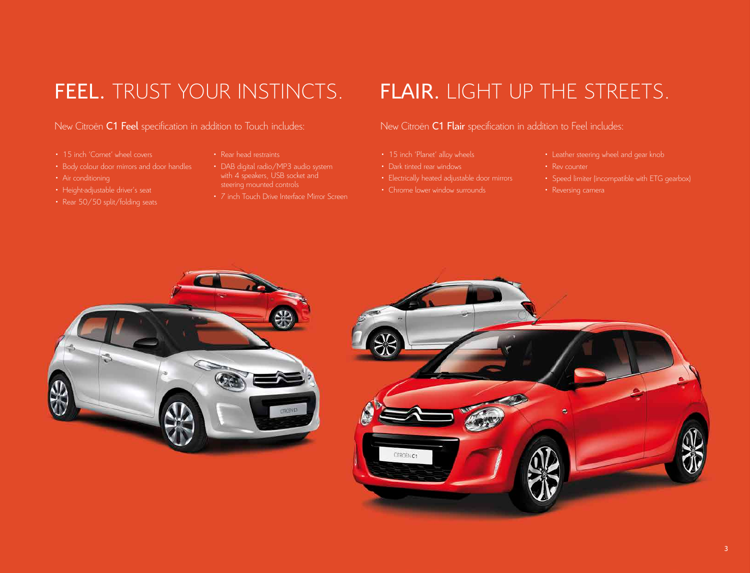## FEEL. TRUST YOUR INSTINCTS.

New Citroën **C1 Feel** specification in addition to Touch includes:

- 15 inch 'Comet' wheel covers
- Body colour door mirrors and door handles
- Air conditioning
- Height-adjustable driver's seat
- Rear 50/50 split/folding seats
- Rear head restraints
- DAB digital radio/MP3 audio system with 4 speakers, USB socket and steering mounted controls
- 7 inch Touch Drive Interface Mirror Screen

## FLAIR. LIGHT UP THE STREETS.

New Citroën **C1 Flair** specification in addition to Feel includes:

- 15 inch 'Planet' alloy wheels
- Dark tinted rear windows
- Electrically heated adjustable door mirrors
- Chrome lower window surrounds
- Leather steering wheel and gear knob
- Rev counter
- Speed limiter (incompatible with ETG gearbox)
- Reversing camera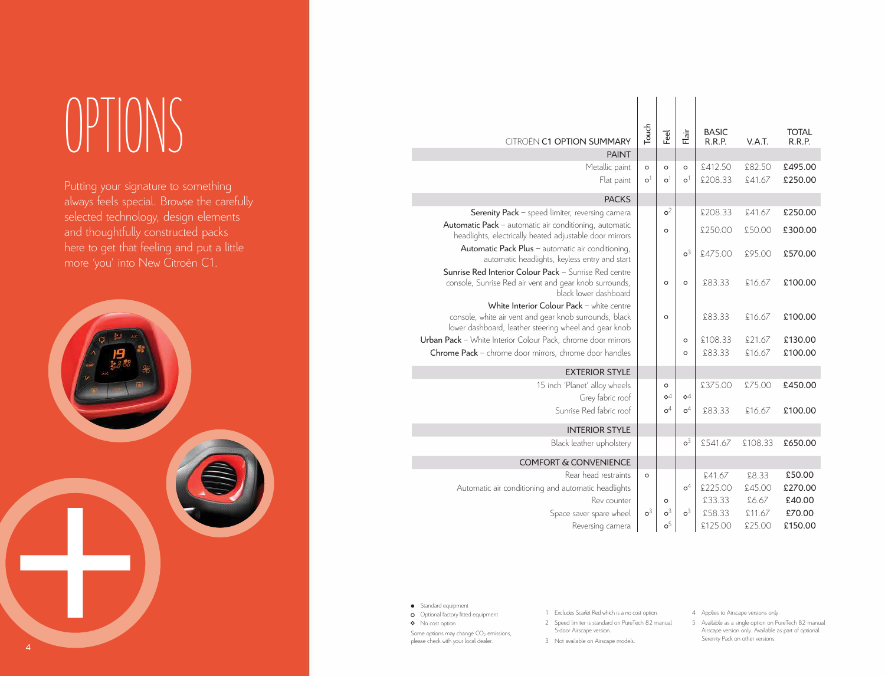# OPTIONS

Putting your signature to something always feels special. Browse the carefully selected technology, design elements and thoughtfully constructed packs here to get that feeling and put a little more 'you' into New Citroën C1.

| CITROËN **C1** OPTION SUMMARY | Touch | Feel | Flair | BASIC R.R.P. | V.A.T. | TOTAL R.R.P. |
|---|---|---|---|---|---|---|
| **PAINT** | | | | | | |
| Metallic paint | o | o | o | £412.50 | £82.50 | **£495.00** |
| Flat paint | o[1] | o[1] | o[1] | £208.33 | £41.67 | **£250.00** |
| **PACKS** | | | | | | |
| **Serenity Pack** – speed limiter, reversing camera | | o[2] | | £208.33 | £41.67 | **£250.00** |
| **Automatic Pack** – automatic air conditioning, automatic headlights, electrically heated adjustable door mirrors | | o | | £250.00 | £50.00 | **£300.00** |
| **Automatic Pack Plus** – automatic air conditioning, automatic headlights, keyless entry and start | | | o[3] | £475.00 | £95.00 | **£570.00** |
| **Sunrise Red Interior Colour Pack** – Sunrise Red centre console, Sunrise Red air vent and gear knob surrounds, black lower dashboard | | o | o | £83.33 | £16.67 | **£100.00** |
| **White Interior Colour Pack** – white centre console, white air vent and gear knob surrounds, black lower dashboard, leather steering wheel and gear knob | | o | | £83.33 | £16.67 | **£100.00** |
| **Urban Pack** – White Interior Colour Pack, chrome door mirrors | | | o | £108.33 | £21.67 | **£130.00** |
| **Chrome Pack** – chrome door mirrors, chrome door handles | | | o | £83.33 | £16.67 | **£100.00** |
| **EXTERIOR STYLE** | | | | | | |
| 15 inch 'Planet' alloy wheels | | o | | £375.00 | £75.00 | **£450.00** |
| Grey fabric roof | | ◇[4] | ◇[4] | | | |
| Sunrise Red fabric roof | | o[4] | o[4] | £83.33 | £16.67 | **£100.00** |
| **INTERIOR STYLE** | | | | | | |
| Black leather upholstery | | | o[3] | £541.67 | £108.33 | **£650.00** |
| **COMFORT & CONVENIENCE** | | | | | | |
| Rear head restraints | o | | | £41.67 | £8.33 | **£50.00** |
| Automatic air conditioning and automatic headlights | | | o[4] | £225.00 | £45.00 | **£270.00** |
| Rev counter | | o | | £33.33 | £6.67 | **£40.00** |
| Space saver spare wheel | o[3] | o[3] | o[3] | £58.33 | £11.67 | **£70.00** |
| Reversing camera | | o[5] | | £125.00 | £25.00 | **£150.00** |

● Standard equipment
o Optional factory fitted equipment
◇ No cost option

Some options may change $CO_2$ emissions, please check with your local dealer.

1 Excludes Scarlet Red which is a no cost option.
2 Speed limiter is standard on PureTech 82 manual 5-door Airscape version.
3 Not available on Airscape models.
4 Applies to Airscape versions only.
5 Available as a single option on PureTech 82 manual Airscape version only. Available as part of optional Serenity Pack on other versions.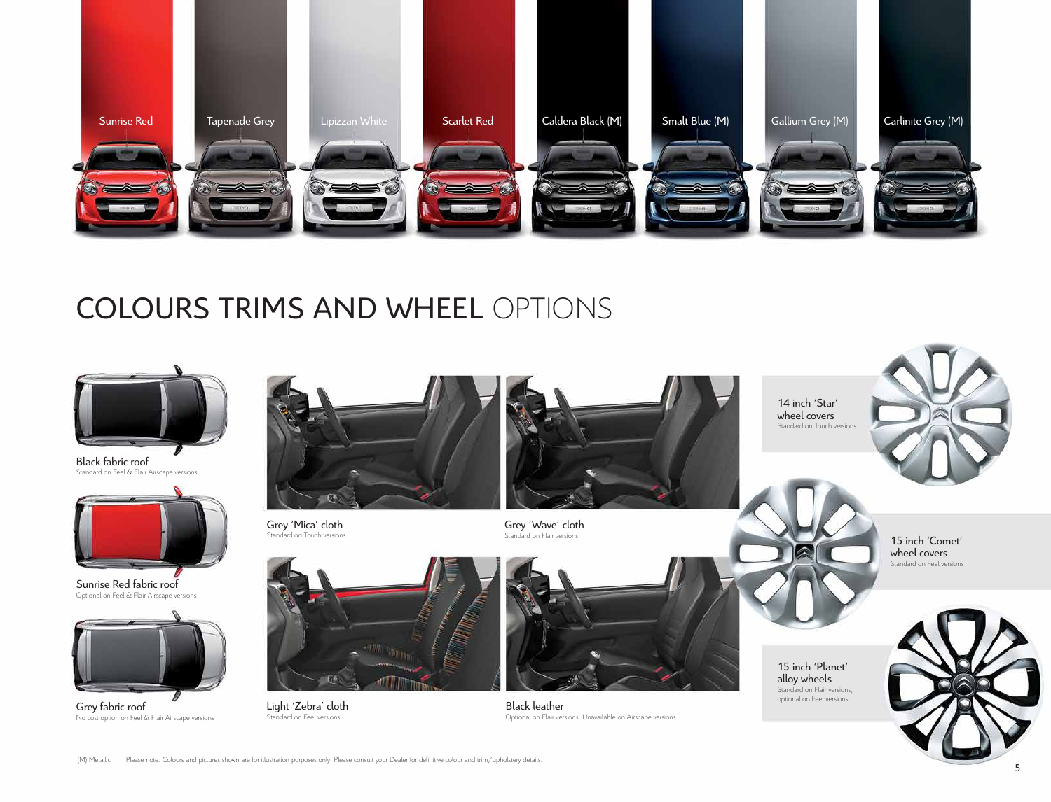Sunrise Red

Tapenade Grey

Lipizzan White

Scarlet Red

Caldera Black (M)

Smalt Blue (M)

Gallium Grey (M)

Carlinite Grey (M)

# COLOURS TRIMS AND WHEEL OPTIONS

Black fabric roof
Standard on Feel & Flair Airscape versions

Sunrise Red fabric roof
Optional on Feel & Flair Airscape versions

Grey fabric roof
No cost option on Feel & Flair Airscape versions

Grey 'Mica' cloth
Standard on Touch versions

Grey 'Wave' cloth
Standard on Flair versions

Light 'Zebra' cloth
Standard on Feel versions

Black leather
Optional on Flair versions. Unavailable on Airscape versions.

14 inch 'Star' wheel covers
Standard on Touch versions

15 inch 'Comet' wheel covers
Standard on Feel versions

15 inch 'Planet' alloy wheels
Standard on Flair versions, optional on Feel versions

(M) Metallic     Please note: Colours and pictures shown are for illustration purposes only. Please consult your Dealer for definitive colour and trim/upholstery details.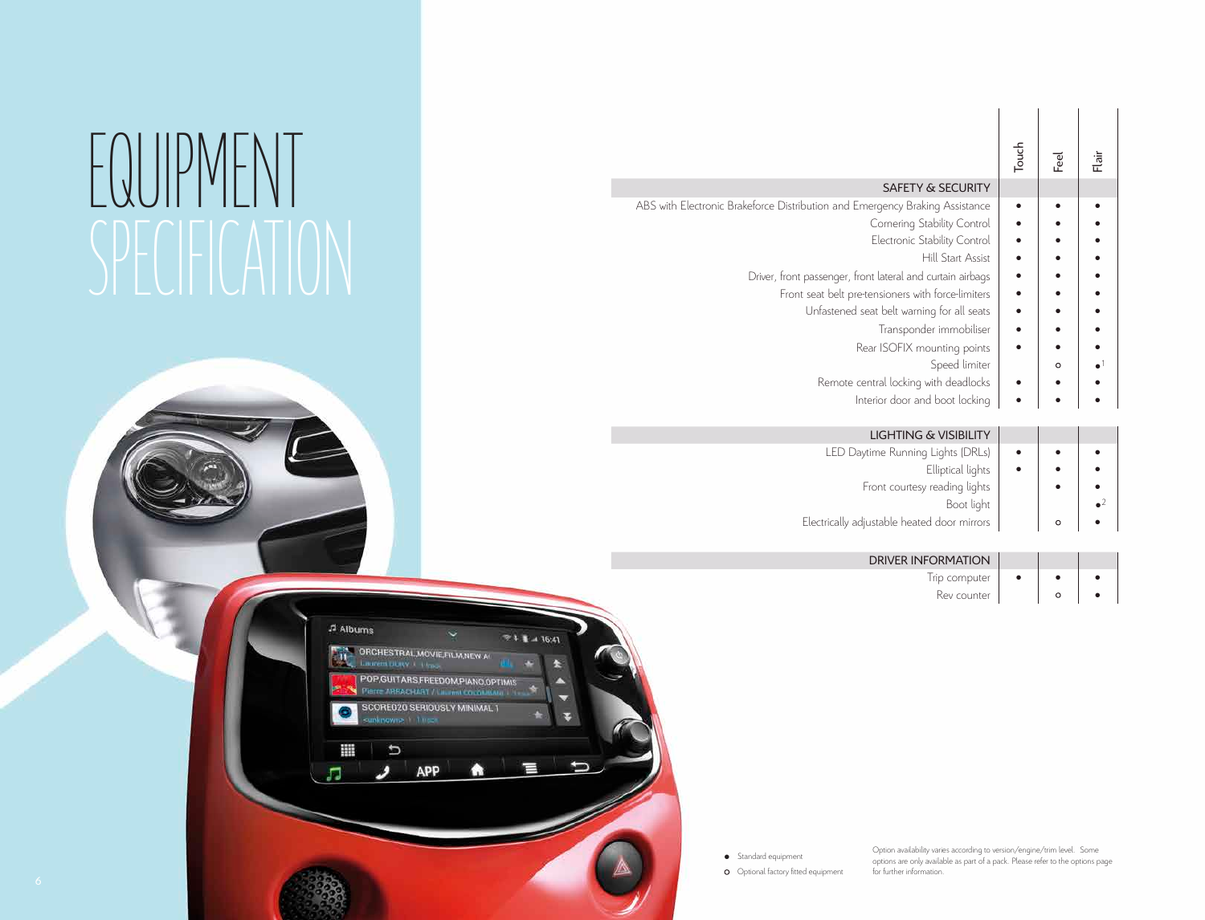# EQUIPMENT SPECIFICATION

| | Touch | Feel | Flair |
|---|---|---|---|
| **SAFETY & SECURITY** | | | |
| ABS with Electronic Brakeforce Distribution and Emergency Braking Assistance | ● | ● | ● |
| Cornering Stability Control | ● | ● | ● |
| Electronic Stability Control | ● | ● | ● |
| Hill Start Assist | ● | ● | ● |
| Driver, front passenger, front lateral and curtain airbags | ● | ● | ● |
| Front seat belt pre-tensioners with force-limiters | ● | ● | ● |
| Unfastened seat belt warning for all seats | ● | ● | ● |
| Transponder immobiliser | ● | ● | ● |
| Rear ISOFIX mounting points | ● | ● | ● |
| Speed limiter | | o | ●[1] |
| Remote central locking with deadlocks | ● | ● | ● |
| Interior door and boot locking | ● | ● | ● |
| **LIGHTING & VISIBILITY** | | | |
| LED Daytime Running Lights (DRLs) | ● | ● | ● |
| Elliptical lights | ● | ● | ● |
| Front courtesy reading lights | | ● | ● |
| Boot light | | | ●[2] |
| Electrically adjustable heated door mirrors | | o | ● |
| **DRIVER INFORMATION** | | | |
| Trip computer | ● | ● | ● |
| Rev counter | | o | ● |

● Standard equipment

o Optional factory fitted equipment

Option availability varies according to version/engine/trim level. Some options are only available as part of a pack. Please refer to the options page for further information.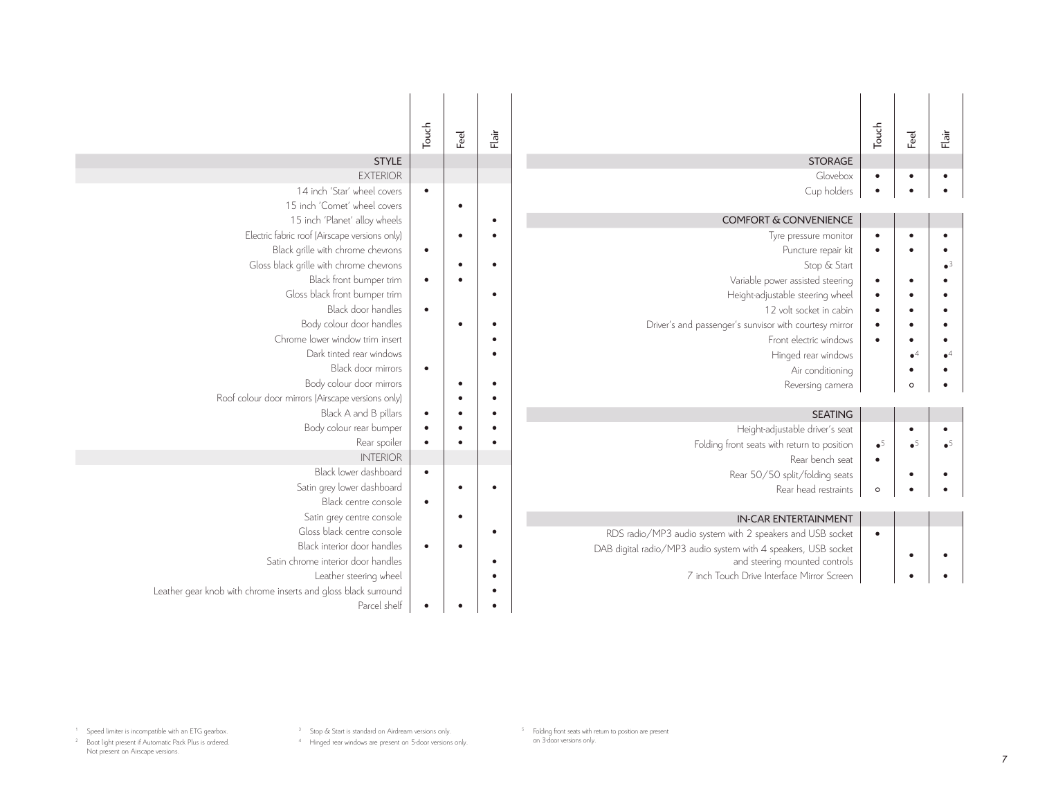| | Touch | Feel | Flair |
|---|---|---|---|
| STYLE | | | |
| EXTERIOR | | | |
| 14 inch 'Star' wheel covers | • | | |
| 15 inch 'Comet' wheel covers | | • | |
| 15 inch 'Planet' alloy wheels | | | • |
| Electric fabric roof (Airscape versions only) | | • | • |
| Black grille with chrome chevrons | • | | |
| Gloss black grille with chrome chevrons | | • | • |
| Black front bumper trim | • | • | |
| Gloss black front bumper trim | | | • |
| Black door handles | • | | |
| Body colour door handles | | • | • |
| Chrome lower window trim insert | | | • |
| Dark tinted rear windows | | | • |
| Black door mirrors | • | | |
| Body colour door mirrors | | • | • |
| Roof colour door mirrors (Airscape versions only) | | • | • |
| Black A and B pillars | • | • | • |
| Body colour rear bumper | • | • | • |
| Rear spoiler | • | • | • |
| INTERIOR | | | |
| Black lower dashboard | • | | |
| Satin grey lower dashboard | | • | • |
| Black centre console | • | | |
| Satin grey centre console | | • | |
| Gloss black centre console | | | • |
| Black interior door handles | • | • | |
| Satin chrome interior door handles | | | • |
| Leather steering wheel | | | • |
| Leather gear knob with chrome inserts and gloss black surround | | | • |
| Parcel shelf | • | • | • |

| | Touch | Feel | Flair |
|---|---|---|---|
| STORAGE | | | |
| Glovebox | • | • | • |
| Cup holders | • | • | • |
| COMFORT & CONVENIENCE | | | |
| Tyre pressure monitor | • | • | • |
| Puncture repair kit | • | • | • |
| Stop & Start | | | •[3] |
| Variable power assisted steering | • | • | • |
| Height-adjustable steering wheel | • | • | • |
| 12 volt socket in cabin | • | • | • |
| Driver's and passenger's sunvisor with courtesy mirror | • | • | • |
| Front electric windows | • | • | • |
| Hinged rear windows | | •[4] | •[4] |
| Air conditioning | | • | • |
| Reversing camera | | ○ | • |
| SEATING | | | |
| Height-adjustable driver's seat | | • | • |
| Folding front seats with return to position | •[5] | •[5] | •[5] |
| Rear bench seat | • | | |
| Rear 50/50 split/folding seats | | • | • |
| Rear head restraints | ○ | • | • |
| IN-CAR ENTERTAINMENT | | | |
| RDS radio/MP3 audio system with 2 speakers and USB socket | • | | |
| DAB digital radio/MP3 audio system with 4 speakers, USB socket and steering mounted controls | | • | • |
| 7 inch Touch Drive Interface Mirror Screen | | • | • |

[1] Speed limiter is incompatible with an ETG gearbox.
[2] Boot light present if Automatic Pack Plus is ordered. Not present on Airscape versions.
[3] Stop & Start is standard on Airdream versions only.
[4] Hinged rear windows are present on 5-door versions only.
[5] Folding front seats with return to position are present on 3-door versions only.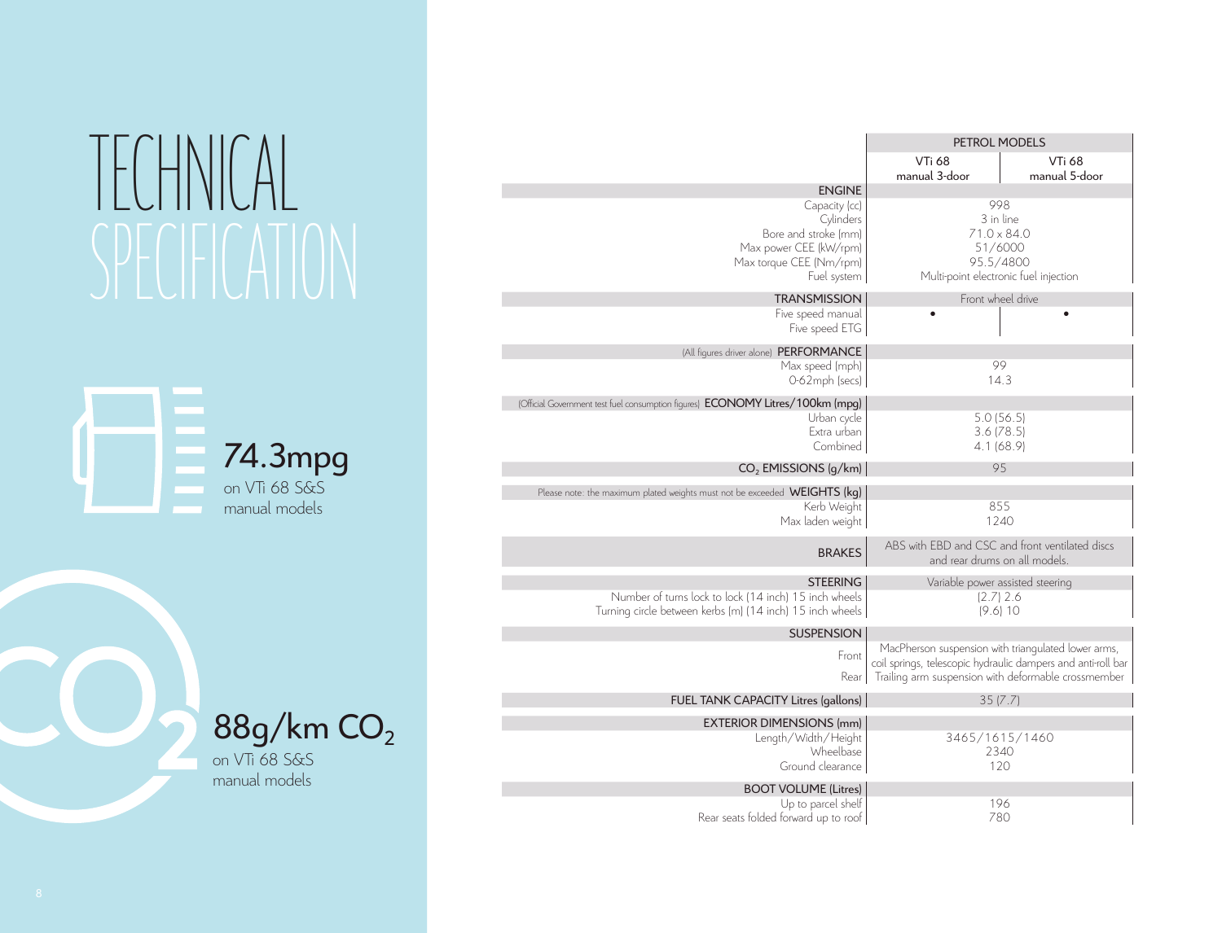# TECHNICAL SPECIFICATION

**74.3mpg**
on VTi 68 S&S manual models

**88g/km $CO_2$**
on VTi 68 S&S manual models

| | PETROL MODELS | |
|---|---|---|
| | VTi 68 manual 3-door | VTi 68 manual 5-door |
| **ENGINE** | | |
| Capacity (cc) | 998 | |
| Cylinders | 3 in line | |
| Bore and stroke (mm) | 71.0 x 84.0 | |
| Max power CEE (kW/rpm) | 51/6000 | |
| Max torque CEE (Nm/rpm) | 95.5/4800 | |
| Fuel system | Multi-point electronic fuel injection | |
| **TRANSMISSION** | Front wheel drive | |
| Five speed manual | • | • |
| Five speed ETG | | |
| (All figures driver alone) **PERFORMANCE** | | |
| Max speed (mph) | 99 | |
| 0-62mph (secs) | 14.3 | |
| (Official Government test fuel consumption figures) **ECONOMY Litres/100km (mpg)** | | |
| Urban cycle | 5.0 (56.5) | |
| Extra urban | 3.6 (78.5) | |
| Combined | 4.1 (68.9) | |
| **$CO_2$ EMISSIONS (g/km)** | 95 | |
| Please note: the maximum plated weights must not be exceeded **WEIGHTS (kg)** | | |
| Kerb Weight | 855 | |
| Max laden weight | 1240 | |
| **BRAKES** | ABS with EBD and CSC and front ventilated discs and rear drums on all models. | |
| **STEERING** | Variable power assisted steering | |
| Number of turns lock to lock (14 inch) 15 inch wheels | (2.7) 2.6 | |
| Turning circle between kerbs (m) (14 inch) 15 inch wheels | (9.6) 10 | |
| **SUSPENSION** | | |
| Front | MacPherson suspension with triangulated lower arms, coil springs, telescopic hydraulic dampers and anti-roll bar | |
| Rear | Trailing arm suspension with deformable crossmember | |
| **FUEL TANK CAPACITY Litres (gallons)** | 35 (7.7) | |
| **EXTERIOR DIMENSIONS (mm)** | | |
| Length/Width/Height | 3465/1615/1460 | |
| Wheelbase | 2340 | |
| Ground clearance | 120 | |
| **BOOT VOLUME (Litres)** | | |
| Up to parcel shelf | 196 | |
| Rear seats folded forward up to roof | 780 | |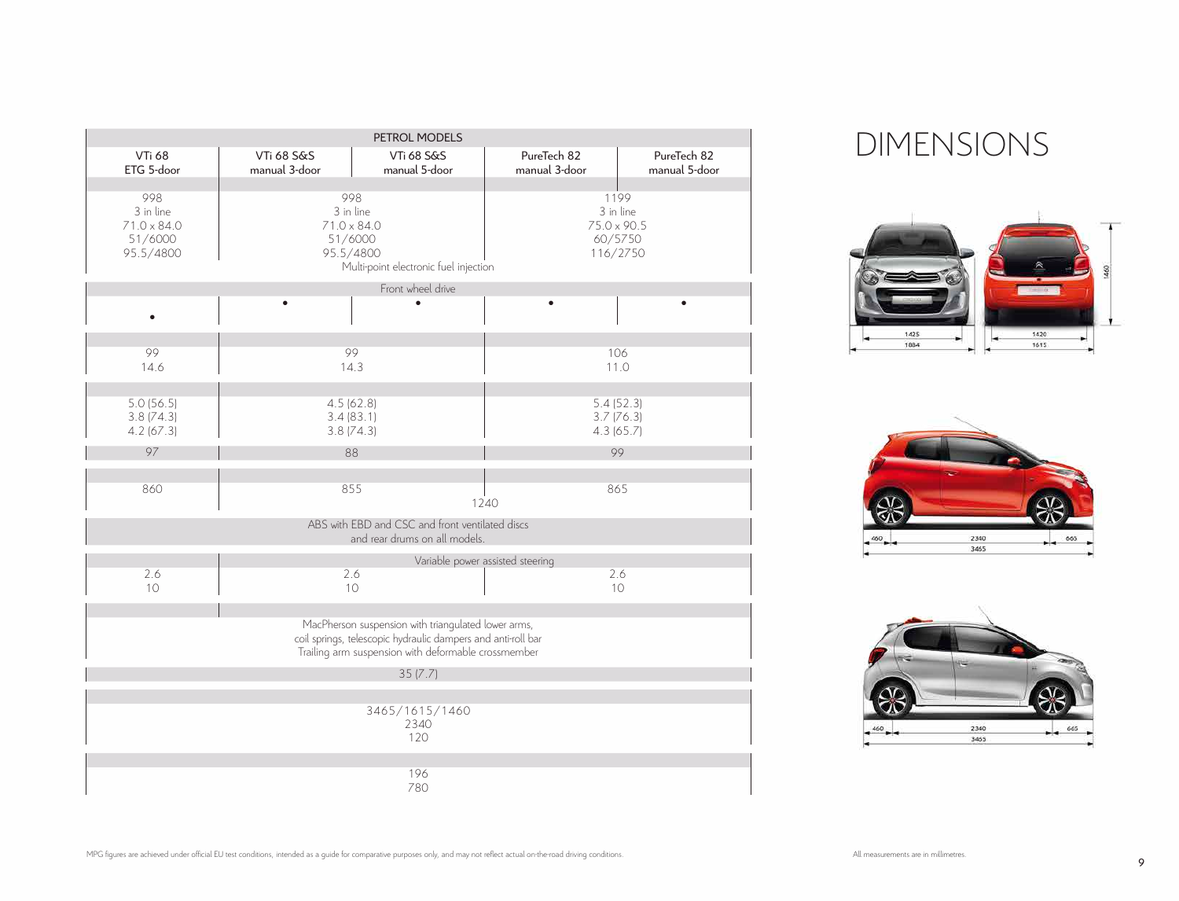| PETROL MODELS | | | | |
|---|---|---|---|---|
| VTi 68 ETG 5-door | VTi 68 S&S manual 3-door | VTi 68 S&S manual 5-door | PureTech 82 manual 3-door | PureTech 82 manual 5-door |
| | | | | |
| 998<br>3 in line<br>71.0 x 84.0<br>51/6000<br>95.5/4800 | 998<br>3 in line<br>71.0 x 84.0<br>51/6000<br>95.5/4800 | | 1199<br>3 in line<br>75.0 x 90.5<br>60/5750<br>116/2750 | |
| Multi-point electronic fuel injection | | | | |
| Front wheel drive | | | | |
| • | • | • | • | • |
| | | | | |
| 99<br>14.6 | 99<br>14.3 | | 106<br>11.0 | |
| | | | | |
| 5.0 (56.5)<br>3.8 (74.3)<br>4.2 (67.3) | 4.5 (62.8)<br>3.4 (83.1)<br>3.8 (74.3) | | 5.4 (52.3)<br>3.7 (76.3)<br>4.3 (65.7) | |
| 97 | 88 | | 99 | |
| | | | | |
| 860 | 855 | | 865 | |
| 1240 | | | | |
| ABS with EBD and CSC and front ventilated discs and rear drums on all models. | | | | |
| Variable power assisted steering | | | | |
| 2.6<br>10 | 2.6<br>10 | | 2.6<br>10 | |
| | | | | |
| MacPherson suspension with triangulated lower arms, coil springs, telescopic hydraulic dampers and anti-roll bar<br>Trailing arm suspension with deformable crossmember | | | | |
| 35 (7.7) | | | | |
| | | | | |
| 3465/1615/1460<br>2340<br>120 | | | | |
| | | | | |
| 196<br>780 | | | | |

MPG figures are achieved under official EU test conditions, intended as a guide for comparative purposes only, and may not reflect actual on-the-road driving conditions.

# DIMENSIONS

1425 / 1884 / 1420 / 1615 / 1460

460 / 2340 / 665 / 3465

460 / 2340 / 665 / 3465

All measurements are in millimetres.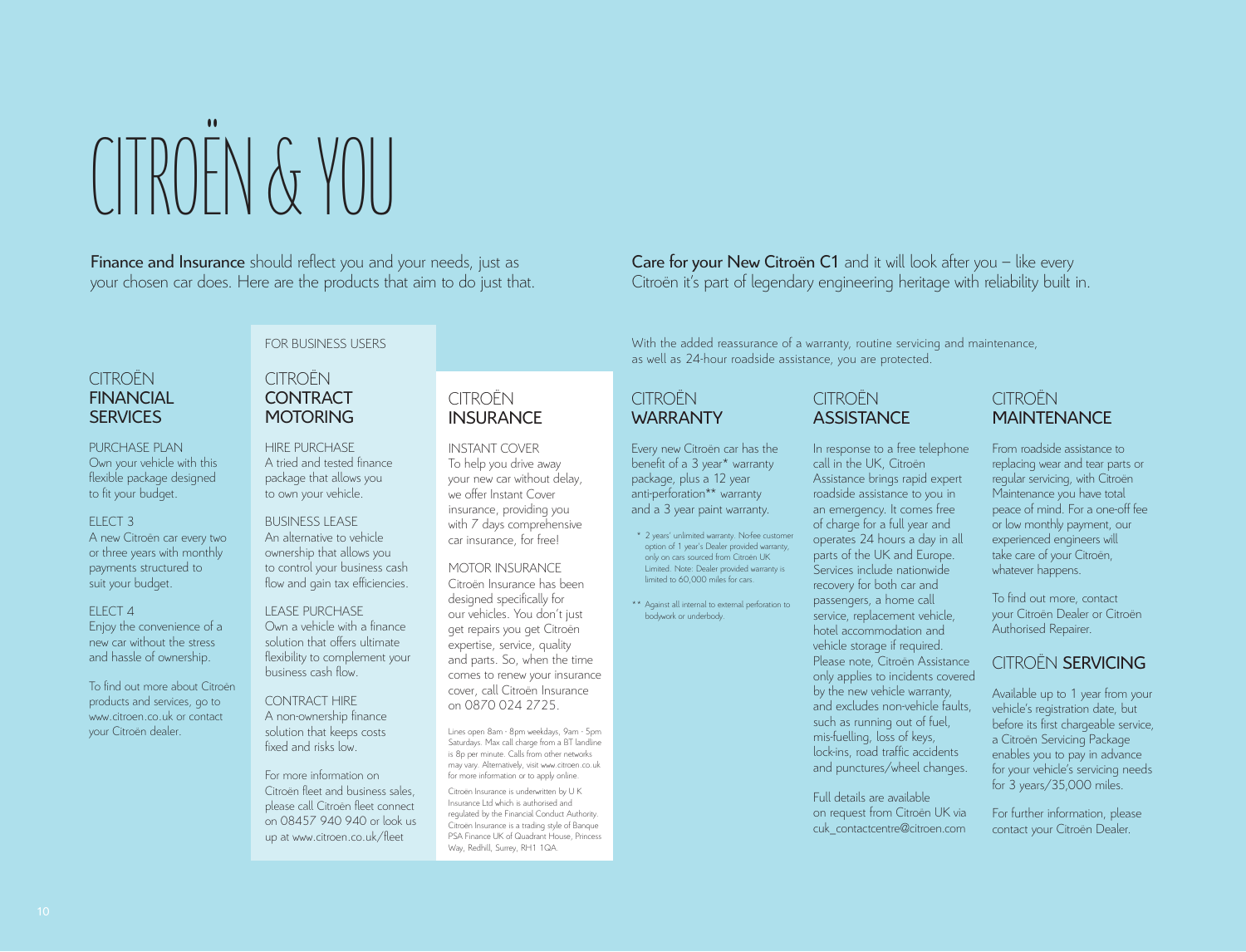# CITROËN & YOU

**Finance and Insurance** should reflect you and your needs, just as your chosen car does. Here are the products that aim to do just that.

## CITROËN FINANCIAL SERVICES

PURCHASE PLAN
Own your vehicle with this flexible package designed to fit your budget.

ELECT 3
A new Citroën car every two or three years with monthly payments structured to suit your budget.

ELECT 4
Enjoy the convenience of a new car without the stress and hassle of ownership.

To find out more about Citroën products and services, go to www.citroen.co.uk or contact your Citroën dealer.

FOR BUSINESS USERS

## CITROËN CONTRACT MOTORING

HIRE PURCHASE
A tried and tested finance package that allows you to own your vehicle.

BUSINESS LEASE
An alternative to vehicle ownership that allows you to control your business cash flow and gain tax efficiencies.

LEASE PURCHASE
Own a vehicle with a finance solution that offers ultimate flexibility to complement your business cash flow.

CONTRACT HIRE
A non-ownership finance solution that keeps costs fixed and risks low.

For more information on Citroën fleet and business sales, please call Citroën fleet connect on 08457 940 940 or look us up at www.citroen.co.uk/fleet

## CITROËN INSURANCE

INSTANT COVER
To help you drive away your new car without delay, we offer Instant Cover insurance, providing you with 7 days comprehensive car insurance, for free!

MOTOR INSURANCE
Citroën Insurance has been designed specifically for our vehicles. You don't just get repairs you get Citroën expertise, service, quality and parts. So, when the time comes to renew your insurance cover, call Citroën Insurance on 0870 024 2725.

Lines open 8am - 8pm weekdays, 9am - 5pm Saturdays. Max call charge from a BT landline is 8p per minute. Calls from other networks may vary. Alternatively, visit www.citroen.co.uk for more information or to apply online.

Citroën Insurance is underwritten by U K Insurance Ltd which is authorised and regulated by the Financial Conduct Authority. Citroën Insurance is a trading style of Banque PSA Finance UK of Quadrant House, Princess Way, Redhill, Surrey, RH1 1QA.

**Care for your New Citroën C1** and it will look after you – like every Citroën it's part of legendary engineering heritage with reliability built in.

With the added reassurance of a warranty, routine servicing and maintenance, as well as 24-hour roadside assistance, you are protected.

## CITROËN WARRANTY

Every new Citroën car has the benefit of a 3 year* warranty package, plus a 12 year anti-perforation** warranty and a 3 year paint warranty.

\* 2 years' unlimited warranty. No-fee customer option of 1 year's Dealer provided warranty, only on cars sourced from Citroën UK Limited. Note: Dealer provided warranty is limited to 60,000 miles for cars.

\*\* Against all internal to external perforation to bodywork or underbody.

## CITROËN ASSISTANCE

In response to a free telephone call in the UK, Citroën Assistance brings rapid expert roadside assistance to you in an emergency. It comes free of charge for a full year and operates 24 hours a day in all parts of the UK and Europe. Services include nationwide recovery for both car and passengers, a home call service, replacement vehicle, hotel accommodation and vehicle storage if required. Please note, Citroën Assistance only applies to incidents covered by the new vehicle warranty, and excludes non-vehicle faults, such as running out of fuel, mis-fuelling, loss of keys, lock-ins, road traffic accidents and punctures/wheel changes.

Full details are available on request from Citroën UK via cuk_contactcentre@citroen.com

## CITROËN MAINTENANCE

From roadside assistance to replacing wear and tear parts or regular servicing, with Citroën Maintenance you have total peace of mind. For a one-off fee or low monthly payment, our experienced engineers will take care of your Citroën, whatever happens.

To find out more, contact your Citroën Dealer or Citroën Authorised Repairer.

## CITROËN SERVICING

Available up to 1 year from your vehicle's registration date, but before its first chargeable service, a Citroën Servicing Package enables you to pay in advance for your vehicle's servicing needs for 3 years/35,000 miles.

For further information, please contact your Citroën Dealer.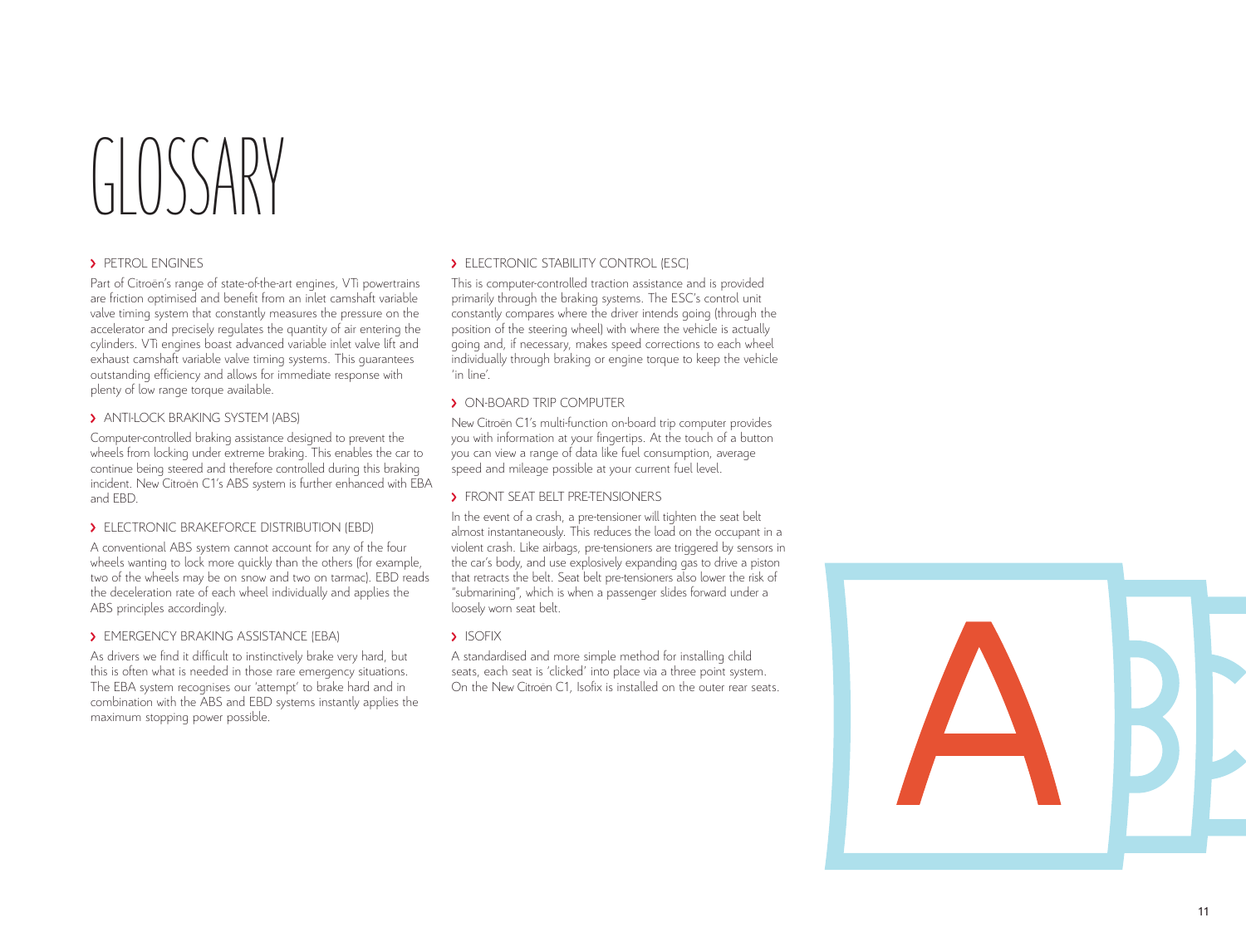# GLOSSARY

## PETROL ENGINES

Part of Citroën's range of state-of-the-art engines, VTi powertrains are friction optimised and benefit from an inlet camshaft variable valve timing system that constantly measures the pressure on the accelerator and precisely regulates the quantity of air entering the cylinders. VTi engines boast advanced variable inlet valve lift and exhaust camshaft variable valve timing systems. This guarantees outstanding efficiency and allows for immediate response with plenty of low range torque available.

## ANTI-LOCK BRAKING SYSTEM (ABS)

Computer-controlled braking assistance designed to prevent the wheels from locking under extreme braking. This enables the car to continue being steered and therefore controlled during this braking incident. New Citroën C1's ABS system is further enhanced with EBA and EBD.

## ELECTRONIC BRAKEFORCE DISTRIBUTION (EBD)

A conventional ABS system cannot account for any of the four wheels wanting to lock more quickly than the others (for example, two of the wheels may be on snow and two on tarmac). EBD reads the deceleration rate of each wheel individually and applies the ABS principles accordingly.

## EMERGENCY BRAKING ASSISTANCE (EBA)

As drivers we find it difficult to instinctively brake very hard, but this is often what is needed in those rare emergency situations. The EBA system recognises our 'attempt' to brake hard and in combination with the ABS and EBD systems instantly applies the maximum stopping power possible.

## ELECTRONIC STABILITY CONTROL (ESC)

This is computer-controlled traction assistance and is provided primarily through the braking systems. The ESC's control unit constantly compares where the driver intends going (through the position of the steering wheel) with where the vehicle is actually going and, if necessary, makes speed corrections to each wheel individually through braking or engine torque to keep the vehicle 'in line'.

## ON-BOARD TRIP COMPUTER

New Citroën C1's multi-function on-board trip computer provides you with information at your fingertips. At the touch of a button you can view a range of data like fuel consumption, average speed and mileage possible at your current fuel level.

## FRONT SEAT BELT PRE-TENSIONERS

In the event of a crash, a pre-tensioner will tighten the seat belt almost instantaneously. This reduces the load on the occupant in a violent crash. Like airbags, pre-tensioners are triggered by sensors in the car's body, and use explosively expanding gas to drive a piston that retracts the belt. Seat belt pre-tensioners also lower the risk of "submarining", which is when a passenger slides forward under a loosely worn seat belt.

## ISOFIX

A standardised and more simple method for installing child seats, each seat is 'clicked' into place via a three point system. On the New Citroën C1, Isofix is installed on the outer rear seats.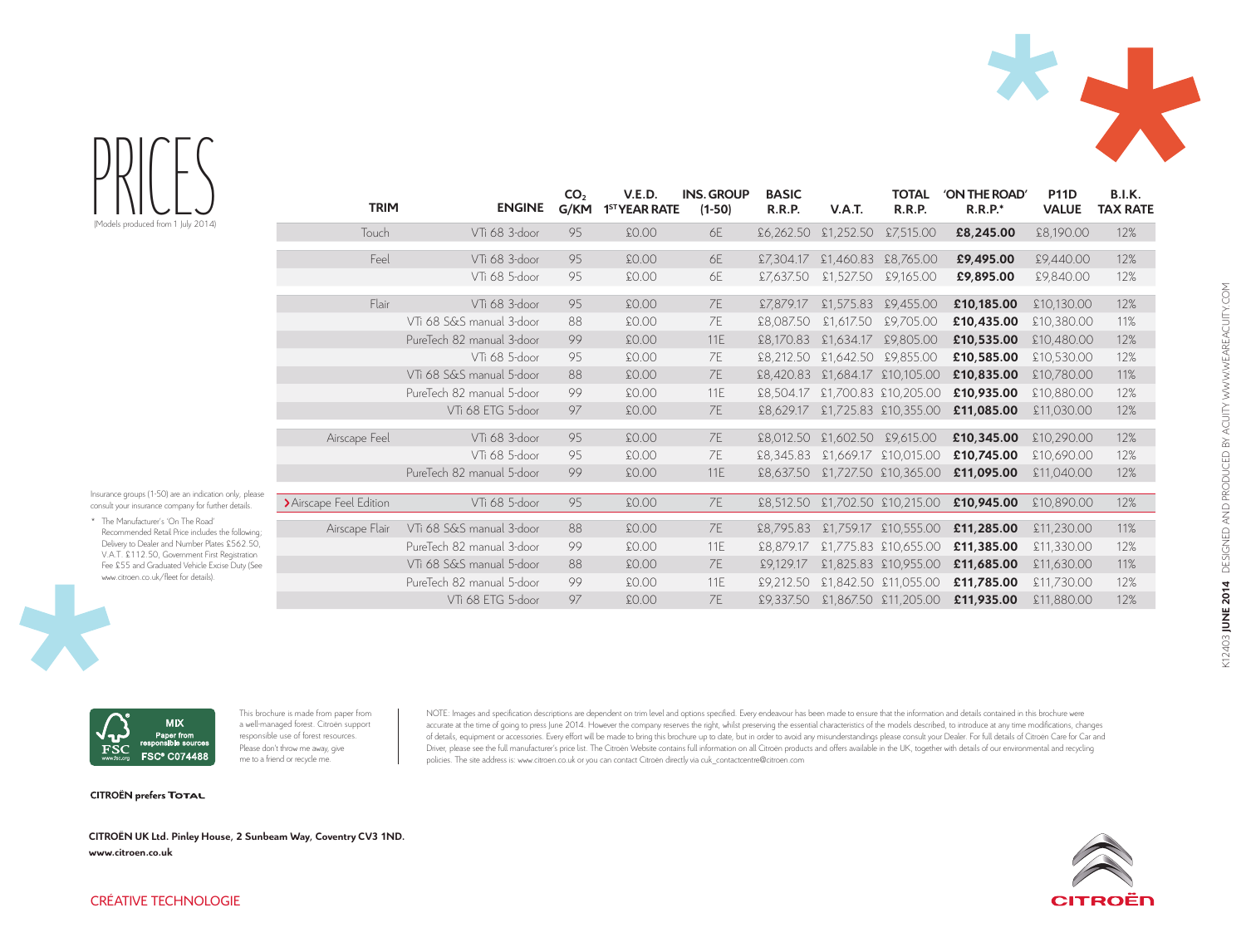# PRICES

(Models produced from 1 July 2014)

| TRIM | ENGINE | $CO_2$ G/KM | V.E.D. 1ST YEAR RATE | INS. GROUP (1-50) | BASIC R.R.P. | V.A.T. | TOTAL R.R.P. | 'ON THE ROAD' R.R.P.* | P11D VALUE | B.I.K. TAX RATE |
|---|---|---|---|---|---|---|---|---|---|---|
| Touch | VTi 68 3-door | 95 | £0.00 | 6E | £6,262.50 | £1,252.50 | £7,515.00 | **£8,245.00** | £8,190.00 | 12% |
| Feel | VTi 68 3-door | 95 | £0.00 | 6E | £7,304.17 | £1,460.83 | £8,765.00 | **£9,495.00** | £9,440.00 | 12% |
| | VTi 68 5-door | 95 | £0.00 | 6E | £7,637.50 | £1,527.50 | £9,165.00 | **£9,895.00** | £9,840.00 | 12% |
| Flair | VTi 68 3-door | 95 | £0.00 | 7E | £7,879.17 | £1,575.83 | £9,455.00 | **£10,185.00** | £10,130.00 | 12% |
| | VTi 68 S&S manual 3-door | 88 | £0.00 | 7E | £8,087.50 | £1,617.50 | £9,705.00 | **£10,435.00** | £10,380.00 | 11% |
| | PureTech 82 manual 3-door | 99 | £0.00 | 11E | £8,170.83 | £1,634.17 | £9,805.00 | **£10,535.00** | £10,480.00 | 12% |
| | VTi 68 5-door | 95 | £0.00 | 7E | £8,212.50 | £1,642.50 | £9,855.00 | **£10,585.00** | £10,530.00 | 12% |
| | VTi 68 S&S manual 5-door | 88 | £0.00 | 7E | £8,420.83 | £1,684.17 | £10,105.00 | **£10,835.00** | £10,780.00 | 11% |
| | PureTech 82 manual 5-door | 99 | £0.00 | 11E | £8,504.17 | £1,700.83 | £10,205.00 | **£10,935.00** | £10,880.00 | 12% |
| | VTi 68 ETG 5-door | 97 | £0.00 | 7E | £8,629.17 | £1,725.83 | £10,355.00 | **£11,085.00** | £11,030.00 | 12% |
| Airscape Feel | VTi 68 3-door | 95 | £0.00 | 7E | £8,012.50 | £1,602.50 | £9,615.00 | **£10,345.00** | £10,290.00 | 12% |
| | VTi 68 5-door | 95 | £0.00 | 7E | £8,345.83 | £1,669.17 | £10,015.00 | **£10,745.00** | £10,690.00 | 12% |
| | PureTech 82 manual 5-door | 99 | £0.00 | 11E | £8,637.50 | £1,727.50 | £10,365.00 | **£11,095.00** | £11,040.00 | 12% |
| Airscape Feel Edition | VTi 68 5-door | 95 | £0.00 | 7E | £8,512.50 | £1,702.50 | £10,215.00 | **£10,945.00** | £10,890.00 | 12% |
| Airscape Flair | VTi 68 S&S manual 3-door | 88 | £0.00 | 7E | £8,795.83 | £1,759.17 | £10,555.00 | **£11,285.00** | £11,230.00 | 11% |
| | PureTech 82 manual 3-door | 99 | £0.00 | 11E | £8,879.17 | £1,775.83 | £10,655.00 | **£11,385.00** | £11,330.00 | 12% |
| | VTi 68 S&S manual 5-door | 88 | £0.00 | 7E | £9,129.17 | £1,825.83 | £10,955.00 | **£11,685.00** | £11,630.00 | 11% |
| | PureTech 82 manual 5-door | 99 | £0.00 | 11E | £9,212.50 | £1,842.50 | £11,055.00 | **£11,785.00** | £11,730.00 | 12% |
| | VTi 68 ETG 5-door | 97 | £0.00 | 7E | £9,337.50 | £1,867.50 | £11,205.00 | **£11,935.00** | £11,880.00 | 12% |

Insurance groups (1-50) are an indication only, please consult your insurance company for further details.

* The Manufacturer's 'On The Road' Recommended Retail Price includes the following; Delivery to Dealer and Number Plates £562.50, V.A.T. £112.50, Government First Registration. Fee £55 and Graduated Vehicle Excise Duty (See www.citroen.co.uk/fleet for details).

MIX Paper from responsible sources FSC® C074488

This brochure is made from paper from a well-managed forest. Citroën support responsible use of forest resources. Please don't throw me away, give me to a friend or recycle me.

NOTE: Images and specification descriptions are dependent on trim level and options specified. Every endeavour has been made to ensure that the information and details contained in this brochure were accurate at the time of going to press June 2014. However the company reserves the right, whilst preserving the essential characteristics of the models described, to introduce at any time modifications, changes of details, equipment or accessories. Every effort will be made to bring this brochure up to date, but in order to avoid any misunderstandings please consult your Dealer. For full details of Citroën Care for Car and Driver, please see the full manufacturer's price list. The Citroën Website contains full information on all Citroën products and offers available in the UK, together with details of our environmental and recycling policies. The site address is: www.citroen.co.uk or you can contact Citroën directly via cuk_contactcentre@citroen.com

**CITROËN prefers TOTAL**

**CITROËN UK Ltd. Pinley House, 2 Sunbeam Way, Coventry CV3 1ND.**
**www.citroen.co.uk**

CRÉATIVE TECHNOLOGIE

K12403 **JUNE 2014** DESIGNED AND PRODUCED BY ACUITY WWW.WEAREACUITY.COM

CITROËN